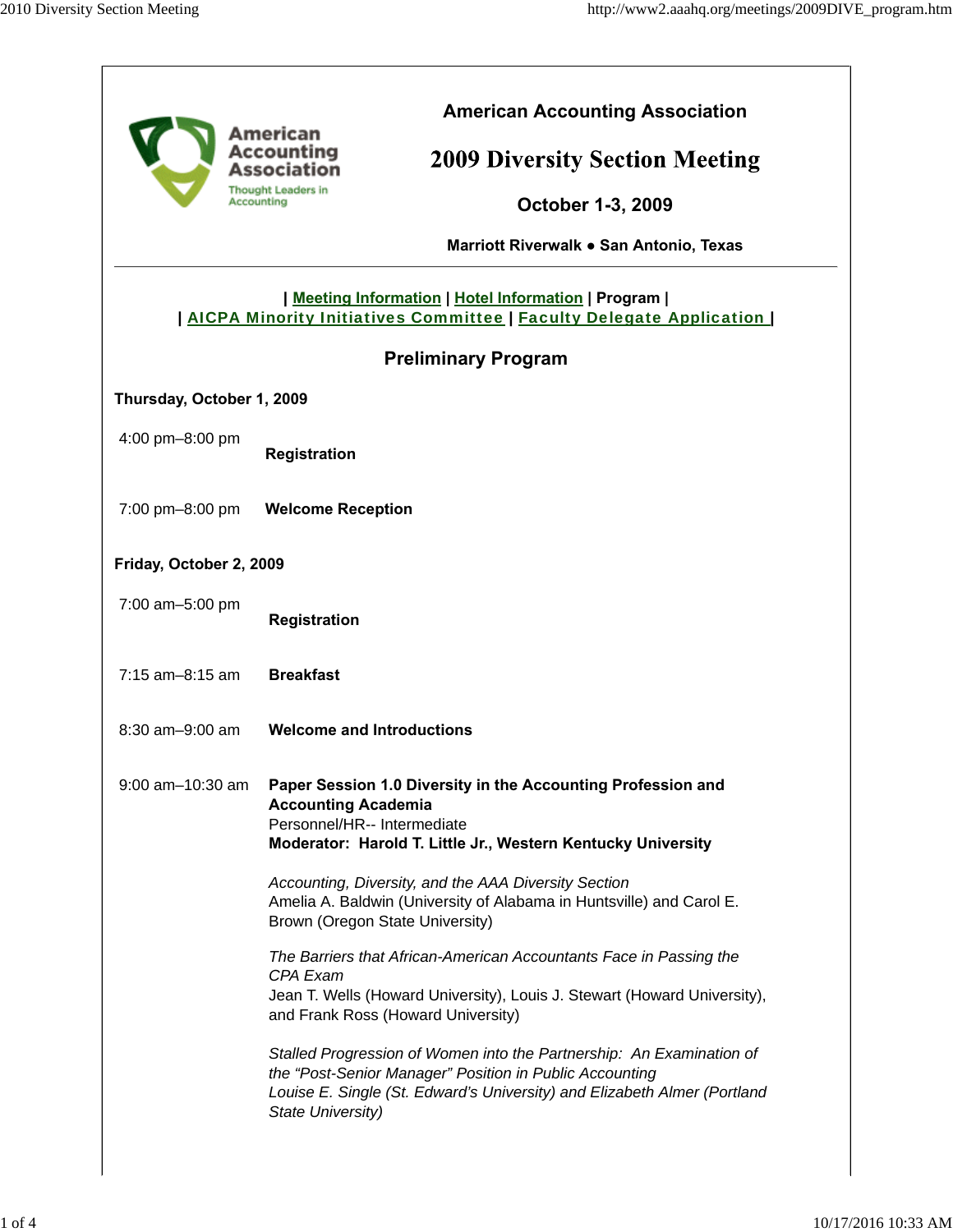# American Accounting Association

# 2009 Diversity Section Meeting

**October 1-3, 2009**

**Marriott Riverwalk ● San Antonio, Texas**

---

| Meeting Information | Hotel Information | **Program** |
| AICPA Minority Initiatives Committee | Faculty Delegate Application |

## Preliminary Program

### Thursday, October 1, 2009

4:00 pm–8:00 pm — **Registration**

7:00 pm–8:00 pm — **Welcome Reception**

### Friday, October 2, 2009

7:00 am–5:00 pm — **Registration**

7:15 am–8:15 am — **Breakfast**

8:30 am–9:00 am — **Welcome and Introductions**

9:00 am–10:30 am — **Paper Session 1.0 Diversity in the Accounting Profession and Accounting Academia**
Personnel/HR-- Intermediate
**Moderator: Harold T. Little Jr., Western Kentucky University**

*Accounting, Diversity, and the AAA Diversity Section*
Amelia A. Baldwin (University of Alabama in Huntsville) and Carol E. Brown (Oregon State University)

*The Barriers that African-American Accountants Face in Passing the CPA Exam*
Jean T. Wells (Howard University), Louis J. Stewart (Howard University), and Frank Ross (Howard University)

*Stalled Progression of Women into the Partnership: An Examination of the "Post-Senior Manager" Position in Public Accounting*
*Louise E. Single (St. Edward's University) and Elizabeth Almer (Portland State University)*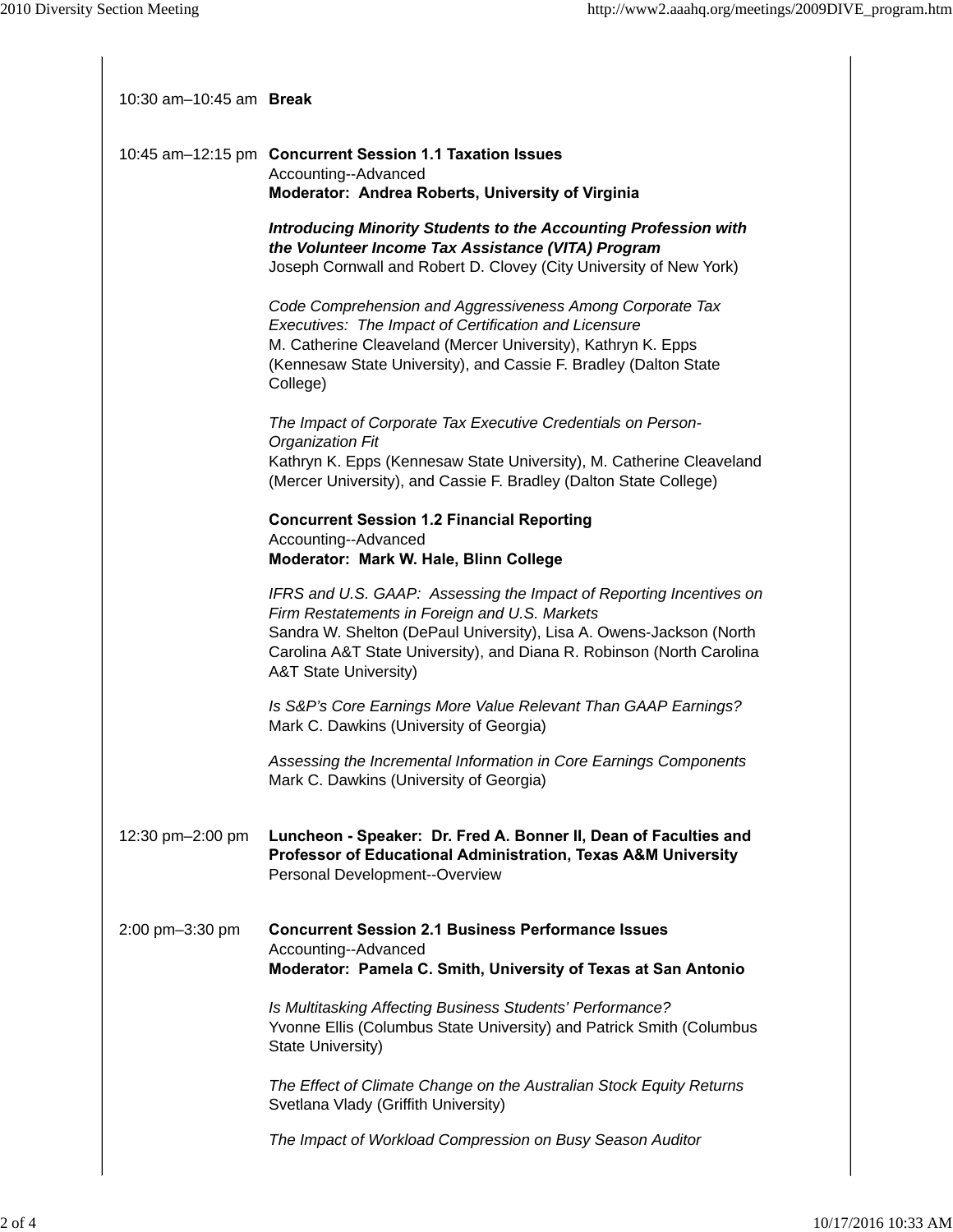10:30 am–10:45 am **Break**

10:45 am–12:15 pm **Concurrent Session 1.1 Taxation Issues**
Accounting--Advanced
**Moderator: Andrea Roberts, University of Virginia**

***Introducing Minority Students to the Accounting Profession with the Volunteer Income Tax Assistance (VITA) Program***
Joseph Cornwall and Robert D. Clovey (City University of New York)

*Code Comprehension and Aggressiveness Among Corporate Tax Executives: The Impact of Certification and Licensure*
M. Catherine Cleaveland (Mercer University), Kathryn K. Epps (Kennesaw State University), and Cassie F. Bradley (Dalton State College)

*The Impact of Corporate Tax Executive Credentials on Person-Organization Fit*
Kathryn K. Epps (Kennesaw State University), M. Catherine Cleaveland (Mercer University), and Cassie F. Bradley (Dalton State College)

**Concurrent Session 1.2 Financial Reporting**
Accounting--Advanced
**Moderator: Mark W. Hale, Blinn College**

*IFRS and U.S. GAAP: Assessing the Impact of Reporting Incentives on Firm Restatements in Foreign and U.S. Markets*
Sandra W. Shelton (DePaul University), Lisa A. Owens-Jackson (North Carolina A&T State University), and Diana R. Robinson (North Carolina A&T State University)

*Is S&P's Core Earnings More Value Relevant Than GAAP Earnings?*
Mark C. Dawkins (University of Georgia)

*Assessing the Incremental Information in Core Earnings Components*
Mark C. Dawkins (University of Georgia)

12:30 pm–2:00 pm **Luncheon - Speaker: Dr. Fred A. Bonner II, Dean of Faculties and Professor of Educational Administration, Texas A&M University**
Personal Development--Overview

2:00 pm–3:30 pm **Concurrent Session 2.1 Business Performance Issues**
Accounting--Advanced
**Moderator: Pamela C. Smith, University of Texas at San Antonio**

*Is Multitasking Affecting Business Students' Performance?*
Yvonne Ellis (Columbus State University) and Patrick Smith (Columbus State University)

*The Effect of Climate Change on the Australian Stock Equity Returns*
Svetlana Vlady (Griffith University)

*The Impact of Workload Compression on Busy Season Auditor*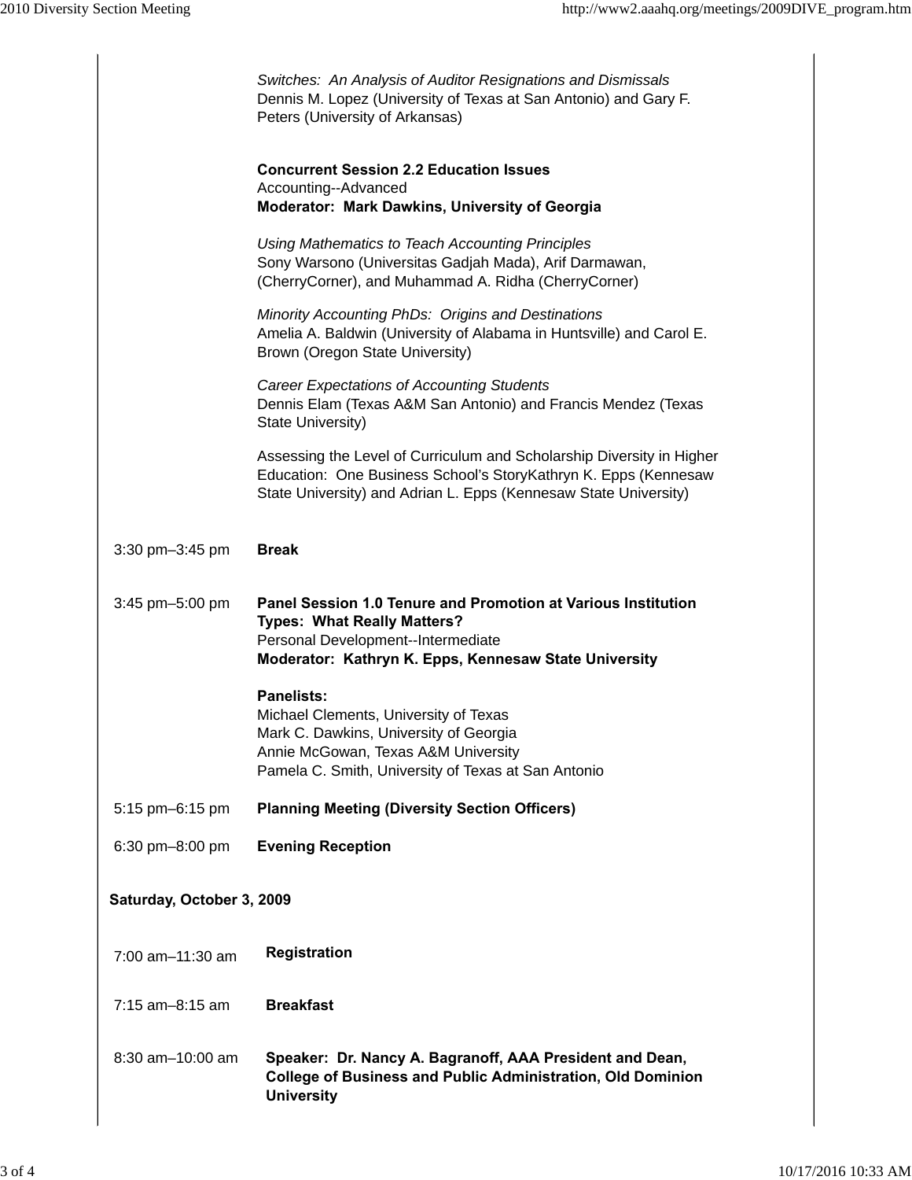*Switches: An Analysis of Auditor Resignations and Dismissals*
Dennis M. Lopez (University of Texas at San Antonio) and Gary F. Peters (University of Arkansas)

**Concurrent Session 2.2 Education Issues**
Accounting--Advanced
**Moderator: Mark Dawkins, University of Georgia**

*Using Mathematics to Teach Accounting Principles*
Sony Warsono (Universitas Gadjah Mada), Arif Darmawan, (CherryCorner), and Muhammad A. Ridha (CherryCorner)

*Minority Accounting PhDs: Origins and Destinations*
Amelia A. Baldwin (University of Alabama in Huntsville) and Carol E. Brown (Oregon State University)

*Career Expectations of Accounting Students*
Dennis Elam (Texas A&M San Antonio) and Francis Mendez (Texas State University)

Assessing the Level of Curriculum and Scholarship Diversity in Higher Education: One Business School's StoryKathryn K. Epps (Kennesaw State University) and Adrian L. Epps (Kennesaw State University)

3:30 pm–3:45 pm **Break**

3:45 pm–5:00 pm **Panel Session 1.0 Tenure and Promotion at Various Institution Types: What Really Matters?**
Personal Development--Intermediate
**Moderator: Kathryn K. Epps, Kennesaw State University**

**Panelists:**
Michael Clements, University of Texas
Mark C. Dawkins, University of Georgia
Annie McGowan, Texas A&M University
Pamela C. Smith, University of Texas at San Antonio

5:15 pm–6:15 pm **Planning Meeting (Diversity Section Officers)**

6:30 pm–8:00 pm **Evening Reception**

**Saturday, October 3, 2009**

7:00 am–11:30 am **Registration**

7:15 am–8:15 am **Breakfast**

8:30 am–10:00 am **Speaker: Dr. Nancy A. Bagranoff, AAA President and Dean, College of Business and Public Administration, Old Dominion University**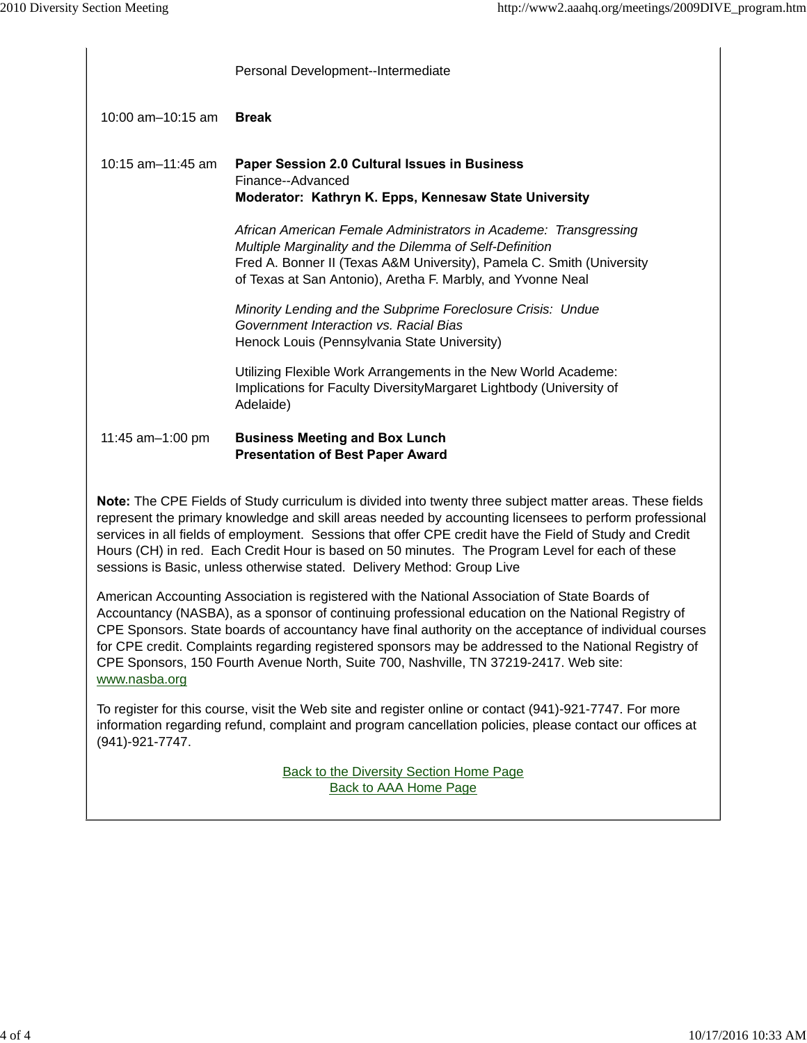| | |
|---|---|
| | Personal Development--Intermediate |
| 10:00 am–10:15 am | **Break** |
| 10:15 am–11:45 am | **Paper Session 2.0 Cultural Issues in Business**<br>Finance--Advanced<br>**Moderator: Kathryn K. Epps, Kennesaw State University**<br><br>*African American Female Administrators in Academe: Transgressing Multiple Marginality and the Dilemma of Self-Definition*<br>Fred A. Bonner II (Texas A&M University), Pamela C. Smith (University of Texas at San Antonio), Aretha F. Marbly, and Yvonne Neal<br><br>*Minority Lending and the Subprime Foreclosure Crisis: Undue Government Interaction vs. Racial Bias*<br>Henock Louis (Pennsylvania State University)<br><br>Utilizing Flexible Work Arrangements in the New World Academe: Implications for Faculty DiversityMargaret Lightbody (University of Adelaide) |
| 11:45 am–1:00 pm | **Business Meeting and Box Lunch**<br>**Presentation of Best Paper Award** |

**Note:** The CPE Fields of Study curriculum is divided into twenty three subject matter areas. These fields represent the primary knowledge and skill areas needed by accounting licensees to perform professional services in all fields of employment. Sessions that offer CPE credit have the Field of Study and Credit Hours (CH) in red. Each Credit Hour is based on 50 minutes. The Program Level for each of these sessions is Basic, unless otherwise stated. Delivery Method: Group Live

American Accounting Association is registered with the National Association of State Boards of Accountancy (NASBA), as a sponsor of continuing professional education on the National Registry of CPE Sponsors. State boards of accountancy have final authority on the acceptance of individual courses for CPE credit. Complaints regarding registered sponsors may be addressed to the National Registry of CPE Sponsors, 150 Fourth Avenue North, Suite 700, Nashville, TN 37219-2417. Web site: www.nasba.org

To register for this course, visit the Web site and register online or contact (941)-921-7747. For more information regarding refund, complaint and program cancellation policies, please contact our offices at (941)-921-7747.

Back to the Diversity Section Home Page
Back to AAA Home Page